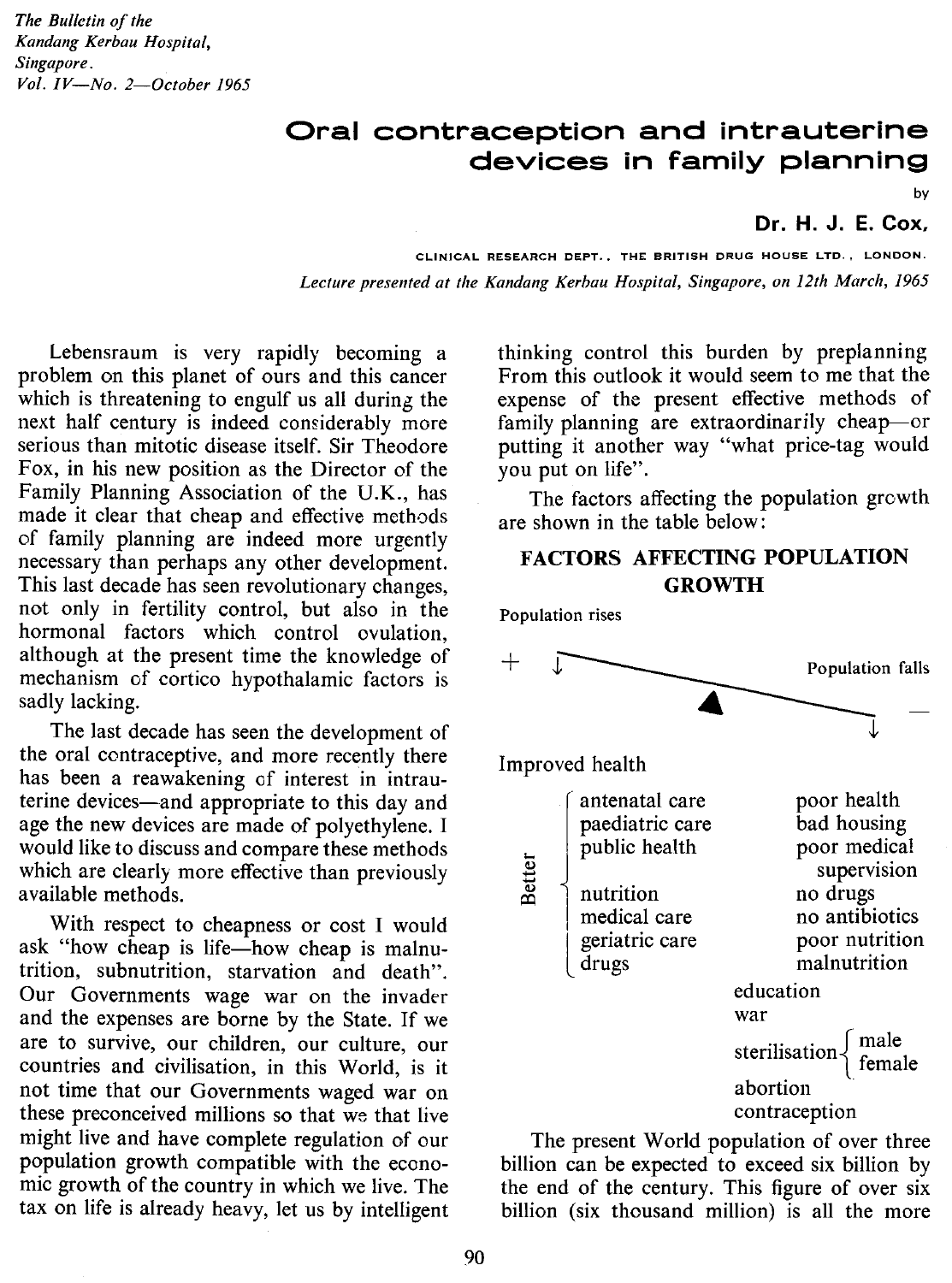*The Bulletin of the Kandang Kerbau Hospital, Singapore. Vol. IV—No. 2—October 1965*

# Oral contraception and intrauterine devices in family planning

by

**Dr. H. J. E. Cox,**

CLINICAL RESEARCH DEPT., THE BRITISH DRUG HOUSE LTD., LONDON.

*Lecture presented at the Kandang Kerbau Hospital, Singapore, on 12th March, 1965*

Lebensraum is very rapidly becoming a problem on this planet of ours and this cancer which is threatening to engulf us all during the next half century is indeed considerably more serious than mitotic disease itself. Sir Theodore Fox, in his new position as the Director of the Family Planning Association of the U.K., has made it clear that cheap and effective methods of family planning are indeed more urgently necessary than perhaps any other development. This last decade has seen revolutionary changes, not only in fertility control, but also in the hormonal factors which control ovulation, although at the present time the knowledge of mechanism of cortico hypothalamic factors is sadly lacking.

The last decade has seen the development of the oral contraceptive, and more recently there has been a reawakening of interest in intrauterine devices—and appropriate to this day and age the new devices are made of polyethylene. I would like to discuss and compare these methods which are clearly more effective than previously available methods.

With respect to cheapness or cost I would ask "how cheap is life—how cheap is malnutrition, subnutrition, starvation and death". Our Governments wage war on the invader and the expenses are borne by the State. If we are to survive, our children, our culture, our countries and civilisation, in this World, is it not time that our Governments waged war on these preconceived millions so that we that live might live and have complete regulation of our population growth compatible with the economic growth of the country in which we live. The tax on life is already heavy, let us by intelligent thinking control this burden by preplanning. From this outlook it would seem to me that the expense of the present effective methods of family planning are extraordinarily cheap—or putting it another way "what price-tag would you put on life".

The factors affecting the population growth are shown in the table below:

## FACTORS AFFECTING POPULATION GROWTH

Population rises (+) ↓ ——— Population falls (−) ↓

Improved health

Better:
- antenatal care
- paediatric care
- public health
- nutrition
- medical care
- geriatric care
- drugs

- poor health
- bad housing
- poor medical supervision
- no drugs
- no antibiotics
- poor nutrition
- malnutrition
- education
- war
- sterilisation (male, female)
- abortion
- contraception

The present World population of over three billion can be expected to exceed six billion by the end of the century. This figure of over six billion (six thousand million) is all the more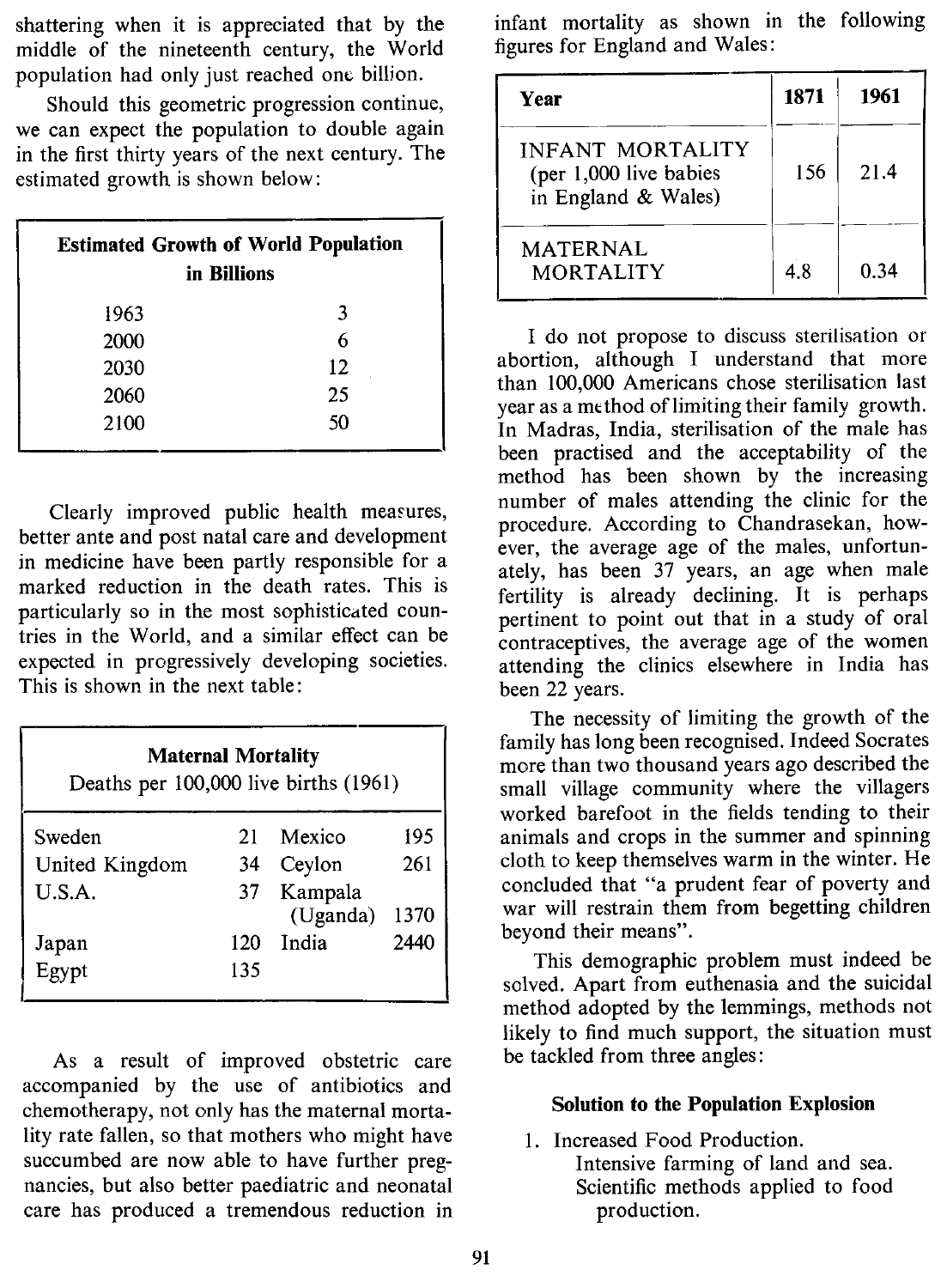shattering when it is appreciated that by the middle of the nineteenth century, the World population had only just reached one billion.

Should this geometric progression continue, we can expect the population to double again in the first thirty years of the next century. The estimated growth is shown below:

| **Estimated Growth of World Population in Billions** | |
|---|---|
| 1963 | 3 |
| 2000 | 6 |
| 2030 | 12 |
| 2060 | 25 |
| 2100 | 50 |

Clearly improved public health measures, better ante and post natal care and development in medicine have been partly responsible for a marked reduction in the death rates. This is particularly so in the most sophisticated countries in the World, and a similar effect can be expected in progressively developing societies. This is shown in the next table:

| **Maternal Mortality** Deaths per 100,000 live births (1961) | | | |
|---|---|---|---|
| Sweden | 21 | Mexico | 195 |
| United Kingdom | 34 | Ceylon | 261 |
| U.S.A. | 37 | Kampala (Uganda) | 1370 |
| Japan | 120 | India | 2440 |
| Egypt | 135 | | |

As a result of improved obstetric care accompanied by the use of antibiotics and chemotherapy, not only has the maternal mortality rate fallen, so that mothers who might have succumbed are now able to have further pregnancies, but also better paediatric and neonatal care has produced a tremendous reduction in infant mortality as shown in the following figures for England and Wales:

| **Year** | **1871** | **1961** |
|---|---|---|
| INFANT MORTALITY (per 1,000 live babies in England & Wales) | 156 | 21.4 |
| MATERNAL MORTALITY | 4.8 | 0.34 |

I do not propose to discuss sterilisation or abortion, although I understand that more than 100,000 Americans chose sterilisation last year as a method of limiting their family growth. In Madras, India, sterilisation of the male has been practised and the acceptability of the method has been shown by the increasing number of males attending the clinic for the procedure. According to Chandrasekan, however, the average age of the males, unfortunately, has been 37 years, an age when male fertility is already declining. It is perhaps pertinent to point out that in a study of oral contraceptives, the average age of the women attending the clinics elsewhere in India has been 22 years.

The necessity of limiting the growth of the family has long been recognised. Indeed Socrates more than two thousand years ago described the small village community where the villagers worked barefoot in the fields tending to their animals and crops in the summer and spinning cloth to keep themselves warm in the winter. He concluded that "a prudent fear of poverty and war will restrain them from begetting children beyond their means".

This demographic problem must indeed be solved. Apart from euthenasia and the suicidal method adopted by the lemmings, methods not likely to find much support, the situation must be tackled from three angles:

#### Solution to the Population Explosion

1. Increased Food Production.
   Intensive farming of land and sea.
   Scientific methods applied to food production.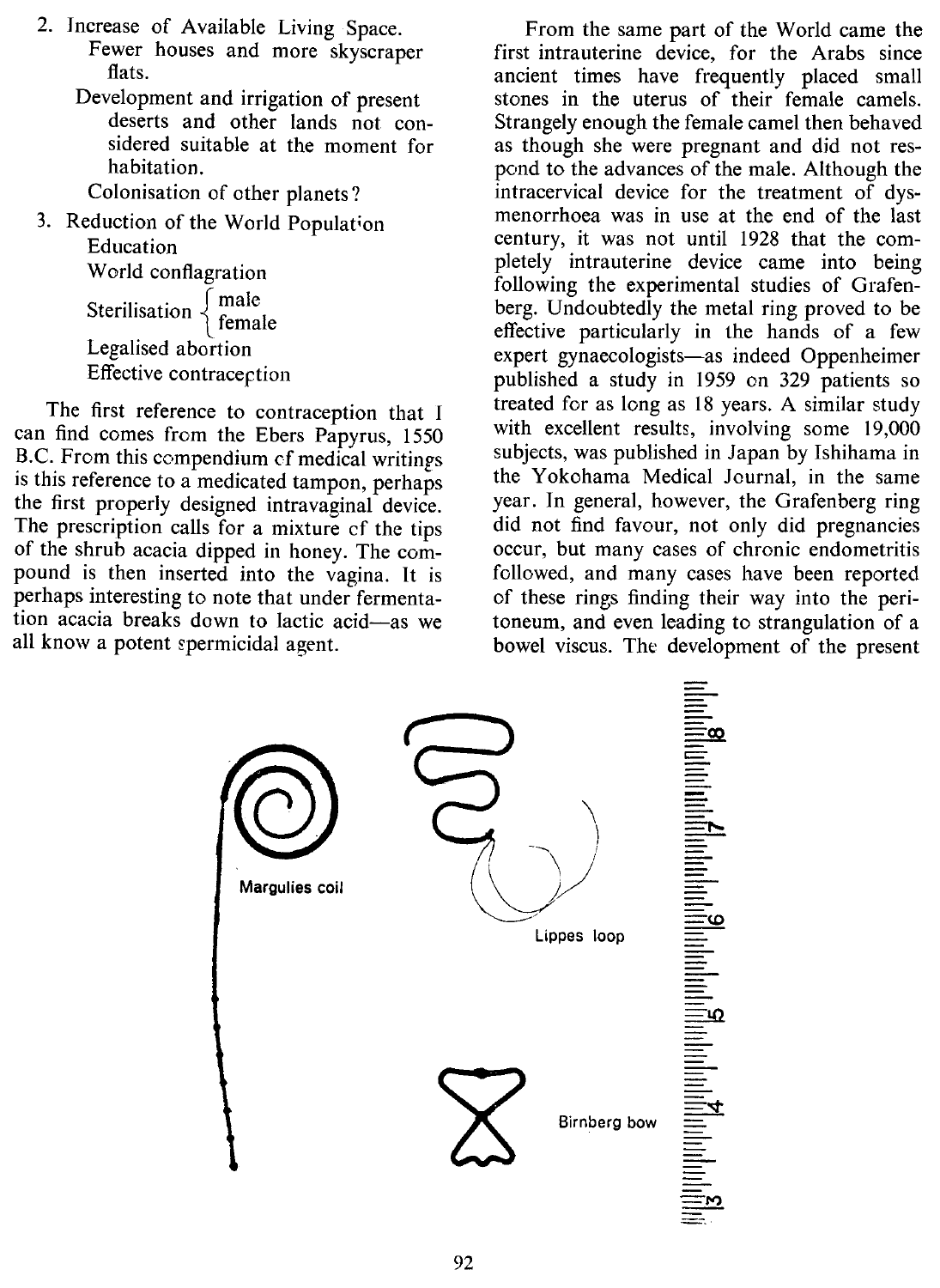2. Increase of Available Living Space.
   - Fewer houses and more skyscraper flats.
   - Development and irrigation of present deserts and other lands not considered suitable at the moment for habitation.
   - Colonisation of other planets?
3. Reduction of the World Population
   - Education
   - World conflagration
   - Sterilisation { male / female
   - Legalised abortion
   - Effective contraception

The first reference to contraception that I can find comes from the Ebers Papyrus, 1550 B.C. From this compendium of medical writings is this reference to a medicated tampon, perhaps the first properly designed intravaginal device. The prescription calls for a mixture of the tips of the shrub acacia dipped in honey. The compound is then inserted into the vagina. It is perhaps interesting to note that under fermentation acacia breaks down to lactic acid—as we all know a potent spermicidal agent.

From the same part of the World came the first intrauterine device, for the Arabs since ancient times have frequently placed small stones in the uterus of their female camels. Strangely enough the female camel then behaved as though she were pregnant and did not respond to the advances of the male. Although the intracervical device for the treatment of dysmenorrhoea was in use at the end of the last century, it was not until 1928 that the completely intrauterine device came into being following the experimental studies of Grafenberg. Undoubtedly the metal ring proved to be effective particularly in the hands of a few expert gynaecologists—as indeed Oppenheimer published a study in 1959 on 329 patients so treated for as long as 18 years. A similar study with excellent results, involving some 19,000 subjects, was published in Japan by Ishihama in the Yokohama Medical Journal, in the same year. In general, however, the Grafenberg ring did not find favour, not only did pregnancies occur, but many cases of chronic endometritis followed, and many cases have been reported of these rings finding their way into the peritoneum, and even leading to strangulation of a bowel viscus. The development of the present

Margulies coil

Lippes loop

Birnberg bow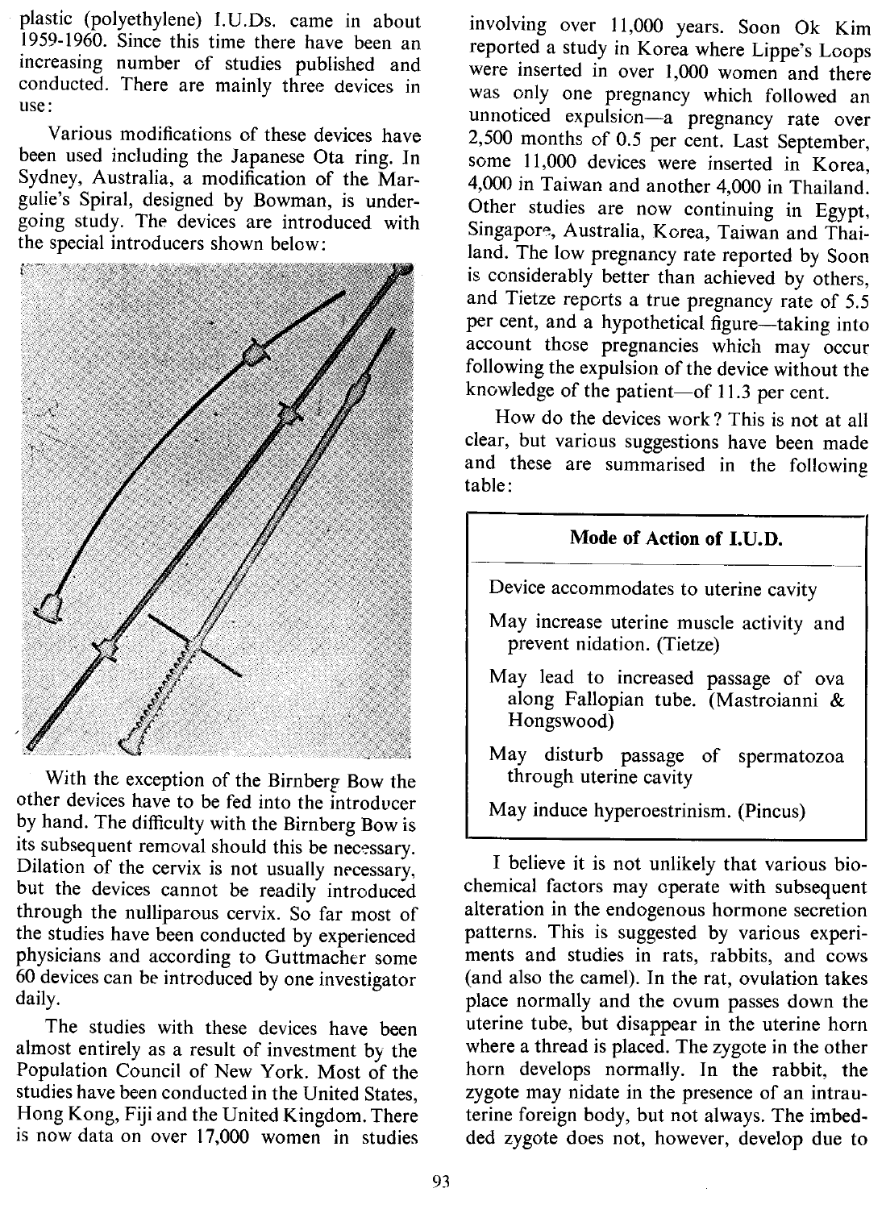plastic (polyethylene) I.U.Ds. came in about 1959-1960. Since this time there have been an increasing number of studies published and conducted. There are mainly three devices in use:

Various modifications of these devices have been used including the Japanese Ota ring. In Sydney, Australia, a modification of the Margulie's Spiral, designed by Bowman, is undergoing study. The devices are introduced with the special introducers shown below:

With the exception of the Birnberg Bow the other devices have to be fed into the introducer by hand. The difficulty with the Birnberg Bow is its subsequent removal should this be necessary. Dilation of the cervix is not usually necessary, but the devices cannot be readily introduced through the nulliparous cervix. So far most of the studies have been conducted by experienced physicians and according to Guttmacher some 60 devices can be introduced by one investigator daily.

The studies with these devices have been almost entirely as a result of investment by the Population Council of New York. Most of the studies have been conducted in the United States, Hong Kong, Fiji and the United Kingdom. There is now data on over 17,000 women in studies involving over 11,000 years. Soon Ok Kim reported a study in Korea where Lippe's Loops were inserted in over 1,000 women and there was only one pregnancy which followed an unnoticed expulsion—a pregnancy rate over 2,500 months of 0.5 per cent. Last September, some 11,000 devices were inserted in Korea, 4,000 in Taiwan and another 4,000 in Thailand. Other studies are now continuing in Egypt, Singapore, Australia, Korea, Taiwan and Thailand. The low pregnancy rate reported by Soon is considerably better than achieved by others, and Tietze reports a true pregnancy rate of 5.5 per cent, and a hypothetical figure—taking into account those pregnancies which may occur following the expulsion of the device without the knowledge of the patient—of 11.3 per cent.

How do the devices work? This is not at all clear, but various suggestions have been made and these are summarised in the following table:

| **Mode of Action of I.U.D.** |
|---|
| Device accommodates to uterine cavity |
| May increase uterine muscle activity and prevent nidation. (Tietze) |
| May lead to increased passage of ova along Fallopian tube. (Mastroianni & Hongswood) |
| May disturb passage of spermatozoa through uterine cavity |
| May induce hyperoestrinism. (Pincus) |

I believe it is not unlikely that various biochemical factors may operate with subsequent alteration in the endogenous hormone secretion patterns. This is suggested by various experiments and studies in rats, rabbits, and cows (and also the camel). In the rat, ovulation takes place normally and the ovum passes down the uterine tube, but disappear in the uterine horn where a thread is placed. The zygote in the other horn develops normally. In the rabbit, the zygote may nidate in the presence of an intrauterine foreign body, but not always. The imbedded zygote does not, however, develop due to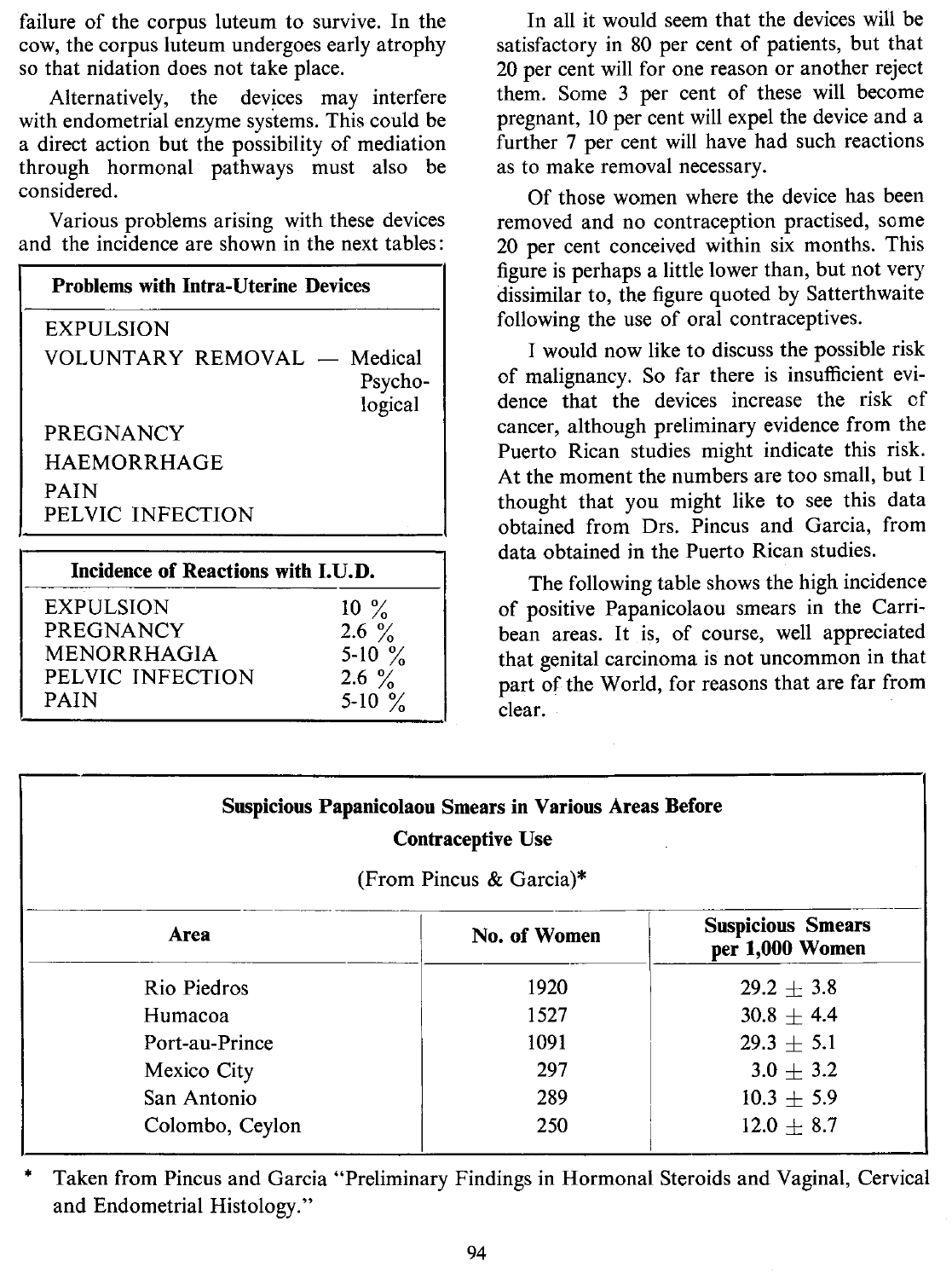failure of the corpus luteum to survive. In the cow, the corpus luteum undergoes early atrophy so that nidation does not take place.

Alternatively, the devices may interfere with endometrial enzyme systems. This could be a direct action but the possibility of mediation through hormonal pathways must also be considered.

Various problems arising with these devices and the incidence are shown in the next tables:

**Problems with Intra-Uterine Devices**

- EXPULSION
- VOLUNTARY REMOVAL — Medical / Psycho-logical
- PREGNANCY
- HAEMORRHAGE
- PAIN
- PELVIC INFECTION

**Incidence of Reactions with I.U.D.**

| Reaction | Incidence |
|---|---|
| EXPULSION | 10 % |
| PREGNANCY | 2.6 % |
| MENORRHAGIA | 5-10 % |
| PELVIC INFECTION | 2.6 % |
| PAIN | 5-10 % |

In all it would seem that the devices will be satisfactory in 80 per cent of patients, but that 20 per cent will for one reason or another reject them. Some 3 per cent of these will become pregnant, 10 per cent will expel the device and a further 7 per cent will have had such reactions as to make removal necessary.

Of those women where the device has been removed and no contraception practised, some 20 per cent conceived within six months. This figure is perhaps a little lower than, but not very dissimilar to, the figure quoted by Satterthwaite following the use of oral contraceptives.

I would now like to discuss the possible risk of malignancy. So far there is insufficient evidence that the devices increase the risk of cancer, although preliminary evidence from the Puerto Rican studies might indicate this risk. At the moment the numbers are too small, but I thought that you might like to see this data obtained from Drs. Pincus and Garcia, from data obtained in the Puerto Rican studies.

The following table shows the high incidence of positive Papanicolaou smears in the Carribean areas. It is, of course, well appreciated that genital carcinoma is not uncommon in that part of the World, for reasons that are far from clear.

**Suspicious Papanicolaou Smears in Various Areas Before Contraceptive Use**

(From Pincus & Garcia)*

| Area | No. of Women | Suspicious Smears per 1,000 Women |
|---|---|---|
| Rio Piedros | 1920 | $29.2 \pm 3.8$ |
| Humacoa | 1527 | $30.8 \pm 4.4$ |
| Port-au-Prince | 1091 | $29.3 \pm 5.1$ |
| Mexico City | 297 | $3.0 \pm 3.2$ |
| San Antonio | 289 | $10.3 \pm 5.9$ |
| Colombo, Ceylon | 250 | $12.0 \pm 8.7$ |

\* Taken from Pincus and Garcia "Preliminary Findings in Hormonal Steroids and Vaginal, Cervical and Endometrial Histology."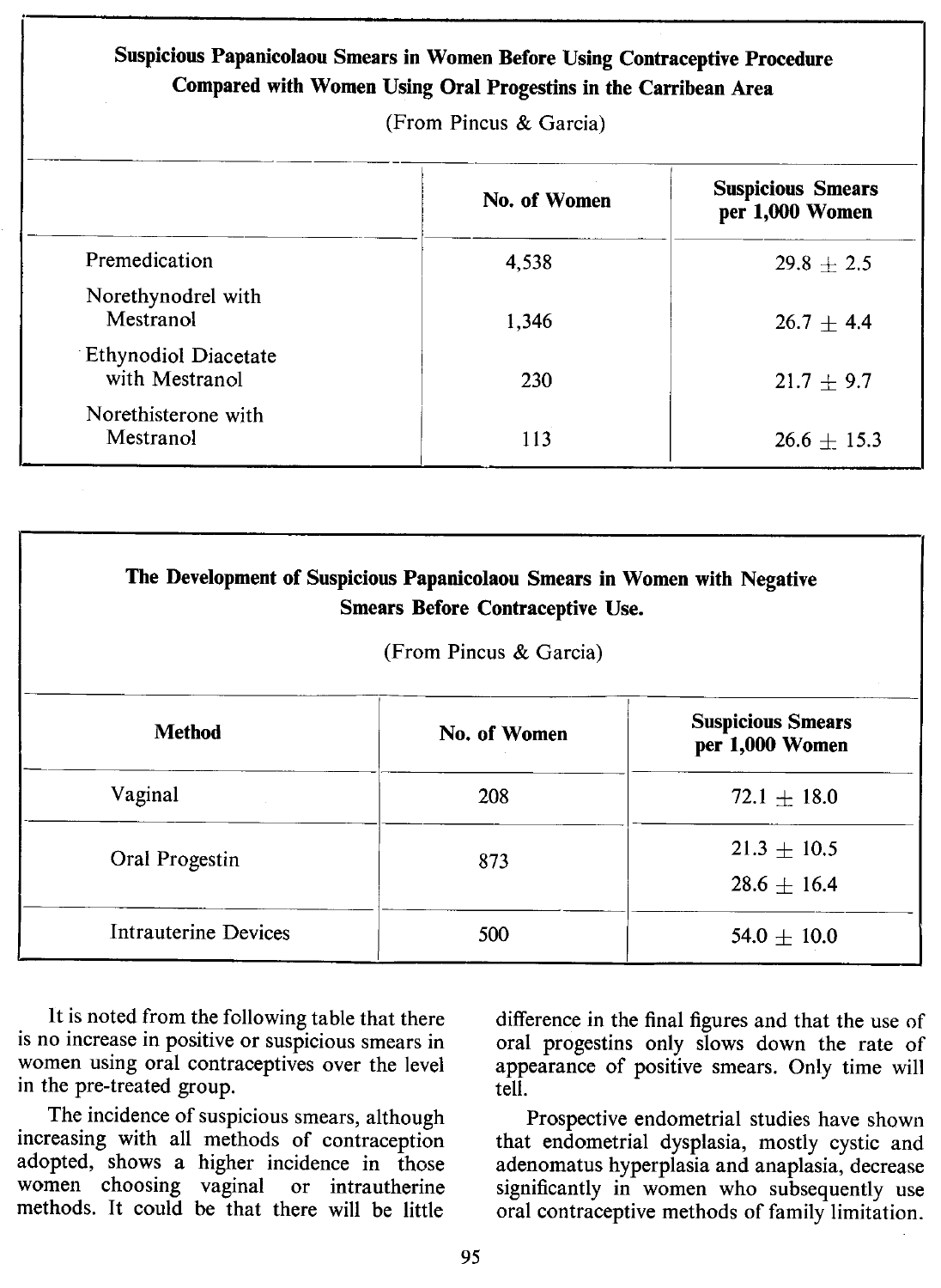**Suspicious Papanicolaou Smears in Women Before Using Contraceptive Procedure Compared with Women Using Oral Progestins in the Carribean Area**

(From Pincus & Garcia)

| | No. of Women | Suspicious Smears per 1,000 Women |
|---|---|---|
| Premedication | 4,538 | 29.8 ± 2.5 |
| Norethynodrel with Mestranol | 1,346 | 26.7 ± 4.4 |
| Ethynodiol Diacetate with Mestranol | 230 | 21.7 ± 9.7 |
| Norethisterone with Mestranol | 113 | 26.6 ± 15.3 |

**The Development of Suspicious Papanicolaou Smears in Women with Negative Smears Before Contraceptive Use.**

(From Pincus & Garcia)

| Method | No. of Women | Suspicious Smears per 1,000 Women |
|---|---|---|
| Vaginal | 208 | 72.1 ± 18.0 |
| Oral Progestin | 873 | 21.3 ± 10.5<br>28.6 ± 16.4 |
| Intrauterine Devices | 500 | 54.0 ± 10.0 |

It is noted from the following table that there is no increase in positive or suspicious smears in women using oral contraceptives over the level in the pre-treated group.

The incidence of suspicious smears, although increasing with all methods of contraception adopted, shows a higher incidence in those women choosing vaginal or intrautherine methods. It could be that there will be little difference in the final figures and that the use of oral progestins only slows down the rate of appearance of positive smears. Only time will tell.

Prospective endometrial studies have shown that endometrial dysplasia, mostly cystic and adenomatus hyperplasia and anaplasia, decrease significantly in women who subsequently use oral contraceptive methods of family limitation.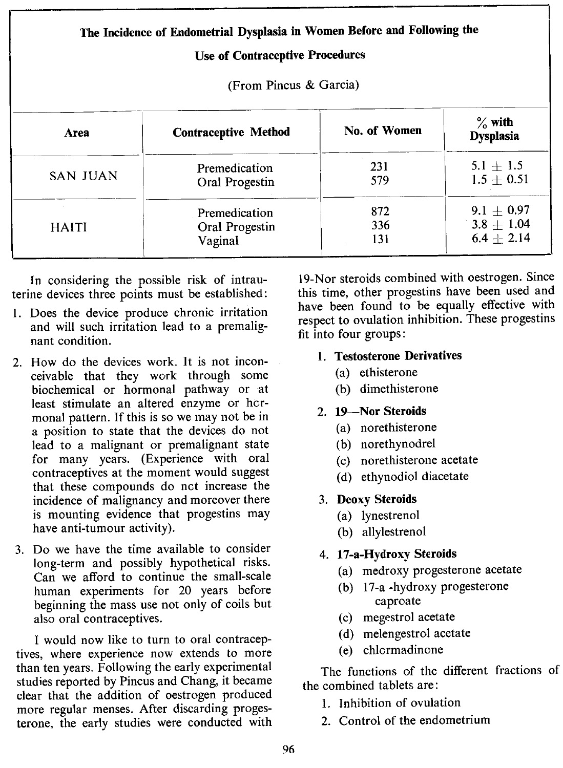**The Incidence of Endometrial Dysplasia in Women Before and Following the Use of Contraceptive Procedures**

(From Pincus & Garcia)

| Area | Contraceptive Method | No. of Women | % with Dysplasia |
|---|---|---|---|
| SAN JUAN | Premedication | 231 | 5.1 ± 1.5 |
| | Oral Progestin | 579 | 1.5 ± 0.51 |
| HAITI | Premedication | 872 | 9.1 ± 0.97 |
| | Oral Progestin | 336 | 3.8 ± 1.04 |
| | Vaginal | 131 | 6.4 ± 2.14 |

In considering the possible risk of intrauterine devices three points must be established:

1. Does the device produce chronic irritation and will such irritation lead to a premalignant condition.
2. How do the devices work. It is not inconceivable that they work through some biochemical or hormonal pathway or at least stimulate an altered enzyme or hormonal pattern. If this is so we may not be in a position to state that the devices do not lead to a malignant or premalignant state for many years. (Experience with oral contraceptives at the moment would suggest that these compounds do not increase the incidence of malignancy and moreover there is mounting evidence that progestins may have anti-tumour activity).
3. Do we have the time available to consider long-term and possibly hypothetical risks. Can we afford to continue the small-scale human experiments for 20 years before beginning the mass use not only of coils but also oral contraceptives.

I would now like to turn to oral contraceptives, where experience now extends to more than ten years. Following the early experimental studies reported by Pincus and Chang, it became clear that the addition of oestrogen produced more regular menses. After discarding progesterone, the early studies were conducted with 19-Nor steroids combined with oestrogen. Since this time, other progestins have been used and have been found to be equally effective with respect to ovulation inhibition. These progestins fit into four groups:

1. **Testosterone Derivatives**
   (a) ethisterone
   (b) dimethisterone
2. **19—Nor Steroids**
   (a) norethisterone
   (b) norethynodrel
   (c) norethisterone acetate
   (d) ethynodiol diacetate
3. **Deoxy Steroids**
   (a) lynestrenol
   (b) allylestrenol
4. **17-a-Hydroxy Steroids**
   (a) medroxy progesterone acetate
   (b) 17-a -hydroxy progesterone caproate
   (c) megestrol acetate
   (d) melengestrol acetate
   (e) chlormadinone

The functions of the different fractions of the combined tablets are:

1. Inhibition of ovulation
2. Control of the endometrium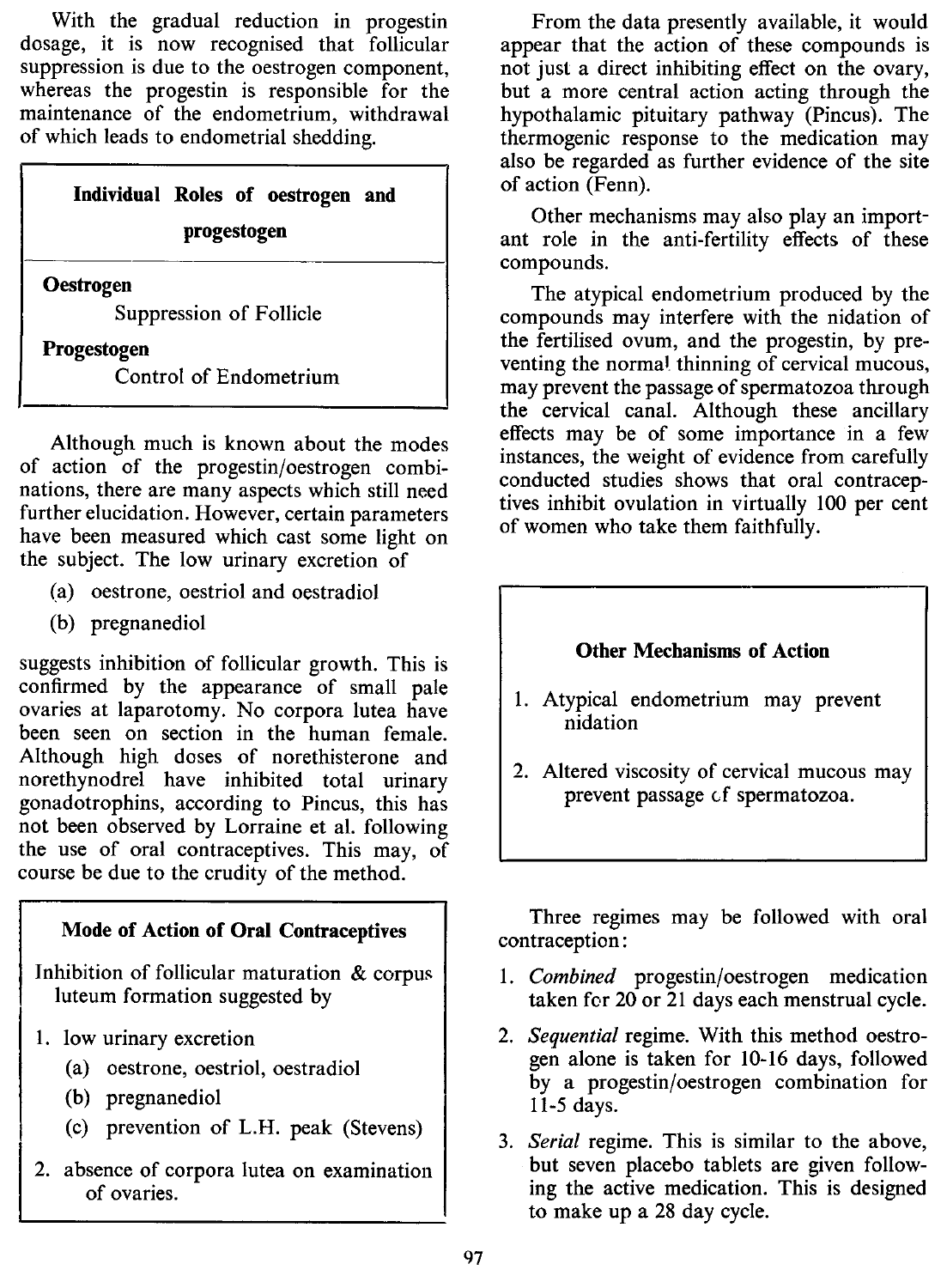With the gradual reduction in progestin dosage, it is now recognised that follicular suppression is due to the oestrogen component, whereas the progestin is responsible for the maintenance of the endometrium, withdrawal of which leads to endometrial shedding.

> **Individual Roles of oestrogen and progestogen**
>
> **Oestrogen**
> Suppression of Follicle
>
> **Progestogen**
> Control of Endometrium

Although much is known about the modes of action of the progestin/oestrogen combinations, there are many aspects which still need further elucidation. However, certain parameters have been measured which cast some light on the subject. The low urinary excretion of

(a) oestrone, oestriol and oestradiol
(b) pregnanediol

suggests inhibition of follicular growth. This is confirmed by the appearance of small pale ovaries at laparotomy. No corpora lutea have been seen on section in the human female. Although high doses of norethisterone and norethynodrel have inhibited total urinary gonadotrophins, according to Pincus, this has not been observed by Lorraine et al. following the use of oral contraceptives. This may, of course be due to the crudity of the method.

> **Mode of Action of Oral Contraceptives**
>
> Inhibition of follicular maturation & corpus luteum formation suggested by
>
> 1. low urinary excretion
>    (a) oestrone, oestriol, oestradiol
>    (b) pregnanediol
>    (c) prevention of L.H. peak (Stevens)
> 2. absence of corpora lutea on examination of ovaries.

From the data presently available, it would appear that the action of these compounds is not just a direct inhibiting effect on the ovary, but a more central action acting through the hypothalamic pituitary pathway (Pincus). The thermogenic response to the medication may also be regarded as further evidence of the site of action (Fenn).

Other mechanisms may also play an important role in the anti-fertility effects of these compounds.

The atypical endometrium produced by the compounds may interfere with the nidation of the fertilised ovum, and the progestin, by preventing the normal thinning of cervical mucous, may prevent the passage of spermatozoa through the cervical canal. Although these ancillary effects may be of some importance in a few instances, the weight of evidence from carefully conducted studies shows that oral contraceptives inhibit ovulation in virtually 100 per cent of women who take them faithfully.

> **Other Mechanisms of Action**
>
> 1. Atypical endometrium may prevent nidation
> 2. Altered viscosity of cervical mucous may prevent passage of spermatozoa.

Three regimes may be followed with oral contraception:

1. *Combined* progestin/oestrogen medication taken for 20 or 21 days each menstrual cycle.
2. *Sequential* regime. With this method oestrogen alone is taken for 10-16 days, followed by a progestin/oestrogen combination for 11-5 days.
3. *Serial* regime. This is similar to the above, but seven placebo tablets are given following the active medication. This is designed to make up a 28 day cycle.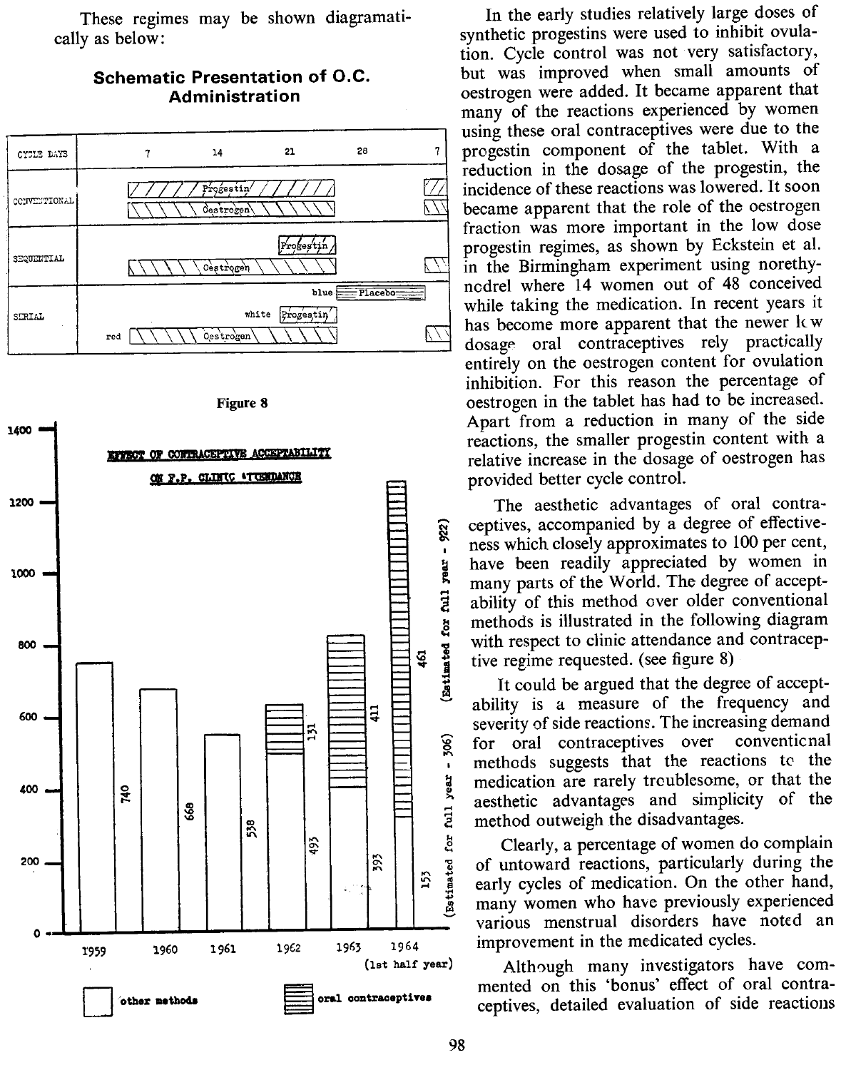These regimes may be shown diagramatically as below:

**Schematic Presentation of O.C. Administration**

| CYCLE DAYS | 7 | 14 | 21 | 28 | 7 |
|---|---|---|---|---|---|
| CONVENTIONAL | Progestin | | | | |
| | Oestrogen | | | | |
| SEQUENTIAL | Progestin | | | | |
| | Oestrogen | | | | |
| SERIAL | blue Placebo | | | | |
| | white Progestin | | | | |
| | red Oestrogen | | | | |

Figure 8

**EFFECT OF CONTRACEPTIVE ACCEPTABILITY ON F.P. CLINIC ATTENDANCE**

| Year | Other methods | Oral contraceptives |
|---|---|---|
| 1959 | 740 | |
| 1960 | 668 | |
| 1961 | 538 | |
| 1962 | 493 | 131 |
| 1963 | 393 | 411 |
| 1964 (1st half year) | 153 (Estimated for full year - 306) | 461 (Estimated for full year - 922) |

other methods / oral contraceptives

In the early studies relatively large doses of synthetic progestins were used to inhibit ovulation. Cycle control was not very satisfactory, but was improved when small amounts of oestrogen were added. It became apparent that many of the reactions experienced by women using these oral contraceptives were due to the progestin component of the tablet. With a reduction in the dosage of the progestin, the incidence of these reactions was lowered. It soon became apparent that the role of the oestrogen fraction was more important in the low dose progestin regimes, as shown by Eckstein et al. in the Birmingham experiment using norethynodrel where 14 women out of 48 conceived while taking the medication. In recent years it has become more apparent that the newer low dosage oral contraceptives rely practically entirely on the oestrogen content for ovulation inhibition. For this reason the percentage of oestrogen in the tablet has had to be increased. Apart from a reduction in many of the side reactions, the smaller progestin content with a relative increase in the dosage of oestrogen has provided better cycle control.

The aesthetic advantages of oral contraceptives, accompanied by a degree of effectiveness which closely approximates to 100 per cent, have been readily appreciated by women in many parts of the World. The degree of acceptability of this method over older conventional methods is illustrated in the following diagram with respect to clinic attendance and contraceptive regime requested. (see figure 8)

It could be argued that the degree of acceptability is a measure of the frequency and severity of side reactions. The increasing demand for oral contraceptives over conventional methods suggests that the reactions to the medication are rarely troublesome, or that the aesthetic advantages and simplicity of the method outweigh the disadvantages.

Clearly, a percentage of women do complain of untoward reactions, particularly during the early cycles of medication. On the other hand, many women who have previously experienced various menstrual disorders have noted an improvement in the medicated cycles.

Although many investigators have commented on this 'bonus' effect of oral contraceptives, detailed evaluation of side reactions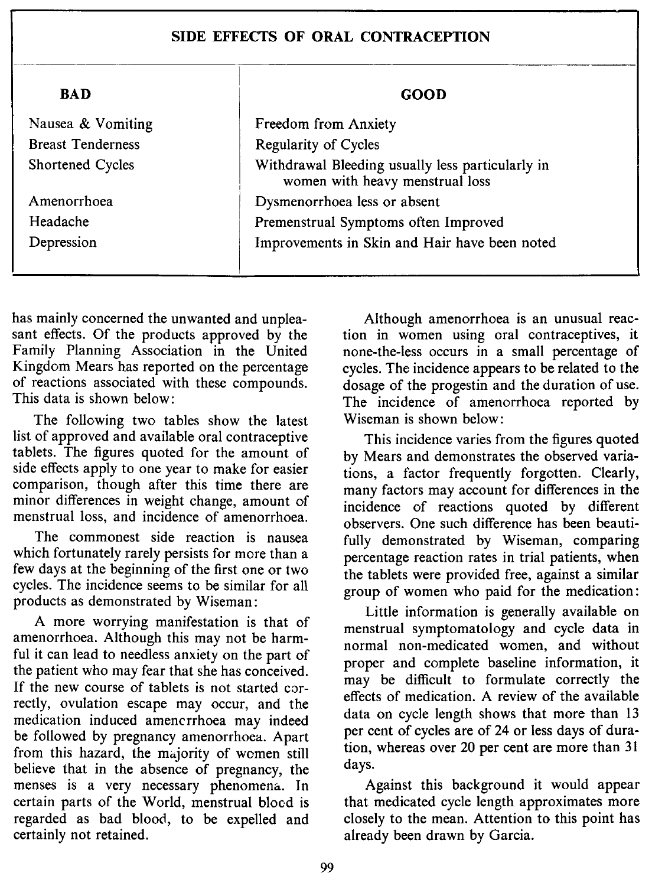| SIDE EFFECTS OF ORAL CONTRACEPTION | |
|---|---|
| **BAD** | **GOOD** |
| Nausea & Vomiting | Freedom from Anxiety |
| Breast Tenderness | Regularity of Cycles |
| Shortened Cycles | Withdrawal Bleeding usually less particularly in women with heavy menstrual loss |
| Amenorrhoea | Dysmenorrhoea less or absent |
| Headache | Premenstrual Symptoms often Improved |
| Depression | Improvements in Skin and Hair have been noted |

has mainly concerned the unwanted and unpleasant effects. Of the products approved by the Family Planning Association in the United Kingdom Mears has reported on the percentage of reactions associated with these compounds. This data is shown below:

The following two tables show the latest list of approved and available oral contraceptive tablets. The figures quoted for the amount of side effects apply to one year to make for easier comparison, though after this time there are minor differences in weight change, amount of menstrual loss, and incidence of amenorrhoea.

The commonest side reaction is nausea which fortunately rarely persists for more than a few days at the beginning of the first one or two cycles. The incidence seems to be similar for all products as demonstrated by Wiseman:

A more worrying manifestation is that of amenorrhoea. Although this may not be harmful it can lead to needless anxiety on the part of the patient who may fear that she has conceived. If the new course of tablets is not started correctly, ovulation escape may occur, and the medication induced amenorrhoea may indeed be followed by pregnancy amenorrhoea. Apart from this hazard, the majority of women still believe that in the absence of pregnancy, the menses is a very necessary phenomena. In certain parts of the World, menstrual blood is regarded as bad blood, to be expelled and certainly not retained.

Although amenorrhoea is an unusual reaction in women using oral contraceptives, it none-the-less occurs in a small percentage of cycles. The incidence appears to be related to the dosage of the progestin and the duration of use. The incidence of amenorrhoea reported by Wiseman is shown below:

This incidence varies from the figures quoted by Mears and demonstrates the observed variations, a factor frequently forgotten. Clearly, many factors may account for differences in the incidence of reactions quoted by different observers. One such difference has been beautifully demonstrated by Wiseman, comparing percentage reaction rates in trial patients, when the tablets were provided free, against a similar group of women who paid for the medication:

Little information is generally available on menstrual symptomatology and cycle data in normal non-medicated women, and without proper and complete baseline information, it may be difficult to formulate correctly the effects of medication. A review of the available data on cycle length shows that more than 13 per cent of cycles are of 24 or less days of duration, whereas over 20 per cent are more than 31 days.

Against this background it would appear that medicated cycle length approximates more closely to the mean. Attention to this point has already been drawn by Garcia.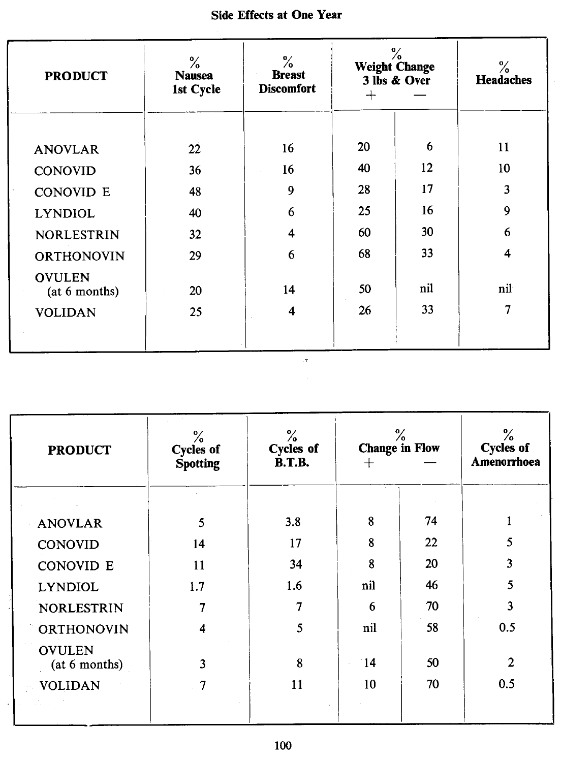## Side Effects at One Year

| PRODUCT | % Nausea 1st Cycle | % Breast Discomfort | % Weight Change 3 lbs & Over | | % Headaches |
|---|---|---|---|---|---|
| | | | + | — | |
| ANOVLAR | 22 | 16 | 20 | 6 | 11 |
| CONOVID | 36 | 16 | 40 | 12 | 10 |
| CONOVID E | 48 | 9 | 28 | 17 | 3 |
| LYNDIOL | 40 | 6 | 25 | 16 | 9 |
| NORLESTRIN | 32 | 4 | 60 | 30 | 6 |
| ORTHONOVIN | 29 | 6 | 68 | 33 | 4 |
| OVULEN (at 6 months) | 20 | 14 | 50 | nil | nil |
| VOLIDAN | 25 | 4 | 26 | 33 | 7 |

| PRODUCT | % Cycles of Spotting | % Cycles of B.T.B. | % Change in Flow | | % Cycles of Amenorrhoea |
|---|---|---|---|---|---|
| | | | + | — | |
| ANOVLAR | 5 | 3.8 | 8 | 74 | 1 |
| CONOVID | 14 | 17 | 8 | 22 | 5 |
| CONOVID E | 11 | 34 | 8 | 20 | 3 |
| LYNDIOL | 1.7 | 1.6 | nil | 46 | 5 |
| NORLESTRIN | 7 | 7 | 6 | 70 | 3 |
| ORTHONOVIN | 4 | 5 | nil | 58 | 0.5 |
| OVULEN (at 6 months) | 3 | 8 | 14 | 50 | 2 |
| VOLIDAN | 7 | 11 | 10 | 70 | 0.5 |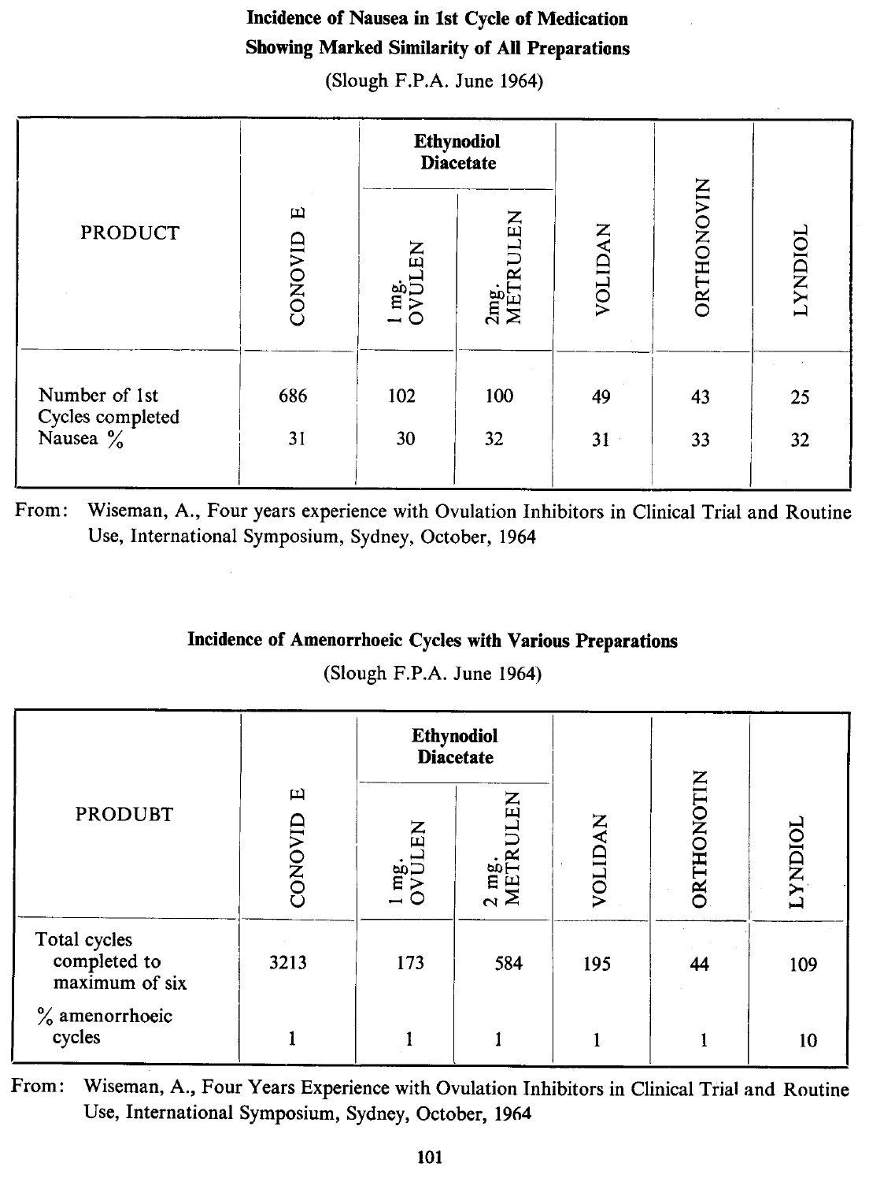**Incidence of Nausea in 1st Cycle of Medication**
**Showing Marked Similarity of All Preparations**
(Slough F.P.A. June 1964)

| PRODUCT | CONOVID E | Ethynodiol Diacetate | | VOLIDAN | ORTHONOVIN | LYNDIOL |
|---|---|---|---|---|---|---|
| | | 1 mg. OVULEN | 2mg. METRULEN | | | |
| Number of 1st Cycles completed | 686 | 102 | 100 | 49 | 43 | 25 |
| Nausea % | 31 | 30 | 32 | 31 | 33 | 32 |

From: Wiseman, A., Four years experience with Ovulation Inhibitors in Clinical Trial and Routine Use, International Symposium, Sydney, October, 1964

**Incidence of Amenorrhoeic Cycles with Various Preparations**
(Slough F.P.A. June 1964)

| PRODUBT | CONOVID E | Ethynodiol Diacetate | | VOLIDAN | ORTHONOTIN | LYNDIOL |
|---|---|---|---|---|---|---|
| | | 1 mg. OVULEN | 2 mg. METRULEN | | | |
| Total cycles completed to maximum of six | 3213 | 173 | 584 | 195 | 44 | 109 |
| % amenorrhoeic cycles | 1 | 1 | 1 | 1 | 1 | 10 |

From: Wiseman, A., Four Years Experience with Ovulation Inhibitors in Clinical Trial and Routine Use, International Symposium, Sydney, October, 1964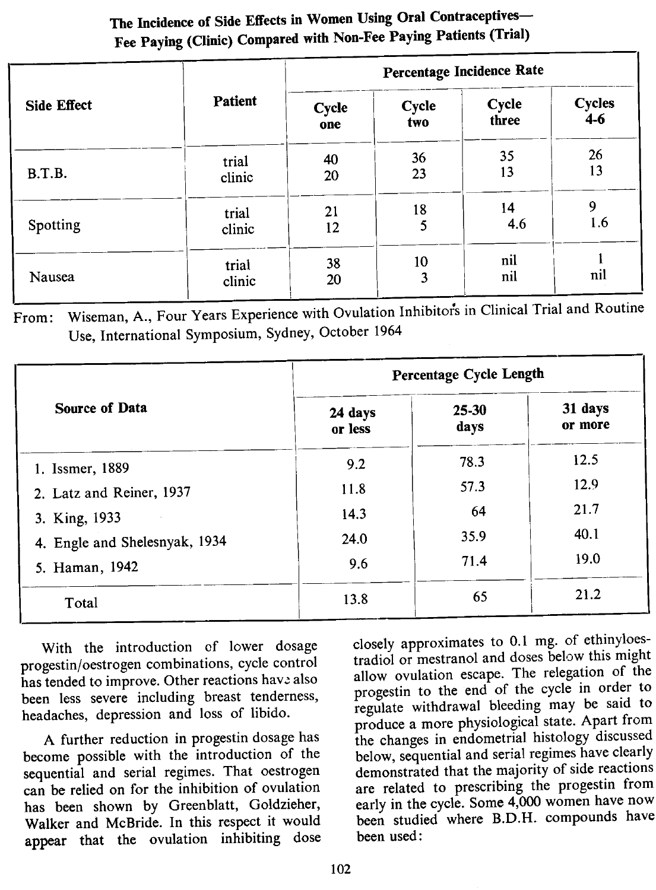**The Incidence of Side Effects in Women Using Oral Contraceptives— Fee Paying (Clinic) Compared with Non-Fee Paying Patients (Trial)**

| Side Effect | Patient | Percentage Incidence Rate | | | |
|---|---|---|---|---|---|
| | | Cycle one | Cycle two | Cycle three | Cycles 4-6 |
| B.T.B. | trial | 40 | 36 | 35 | 26 |
| | clinic | 20 | 23 | 13 | 13 |
| Spotting | trial | 21 | 18 | 14 | 9 |
| | clinic | 12 | 5 | 4.6 | 1.6 |
| Nausea | trial | 38 | 10 | nil | 1 |
| | clinic | 20 | 3 | nil | nil |

From: Wiseman, A., Four Years Experience with Ovulation Inhibitors in Clinical Trial and Routine Use, International Symposium, Sydney, October 1964

| Source of Data | Percentage Cycle Length | | |
|---|---|---|---|
| | 24 days or less | 25-30 days | 31 days or more |
| 1. Issmer, 1889 | 9.2 | 78.3 | 12.5 |
| 2. Latz and Reiner, 1937 | 11.8 | 57.3 | 12.9 |
| 3. King, 1933 | 14.3 | 64 | 21.7 |
| 4. Engle and Shelesnyak, 1934 | 24.0 | 35.9 | 40.1 |
| 5. Haman, 1942 | 9.6 | 71.4 | 19.0 |
| Total | 13.8 | 65 | 21.2 |

With the introduction of lower dosage progestin/oestrogen combinations, cycle control has tended to improve. Other reactions have also been less severe including breast tenderness, headaches, depression and loss of libido.

A further reduction in progestin dosage has become possible with the introduction of the sequential and serial regimes. That oestrogen can be relied on for the inhibition of ovulation has been shown by Greenblatt, Goldzieher, Walker and McBride. In this respect it would appear that the ovulation inhibiting dose closely approximates to 0.1 mg. of ethinyloestradiol or mestranol and doses below this might allow ovulation escape. The relegation of the progestin to the end of the cycle in order to regulate withdrawal bleeding may be said to produce a more physiological state. Apart from the changes in endometrial histology discussed below, sequential and serial regimes have clearly demonstrated that the majority of side reactions are related to prescribing the progestin from early in the cycle. Some 4,000 women have now been studied where B.D.H. compounds have been used: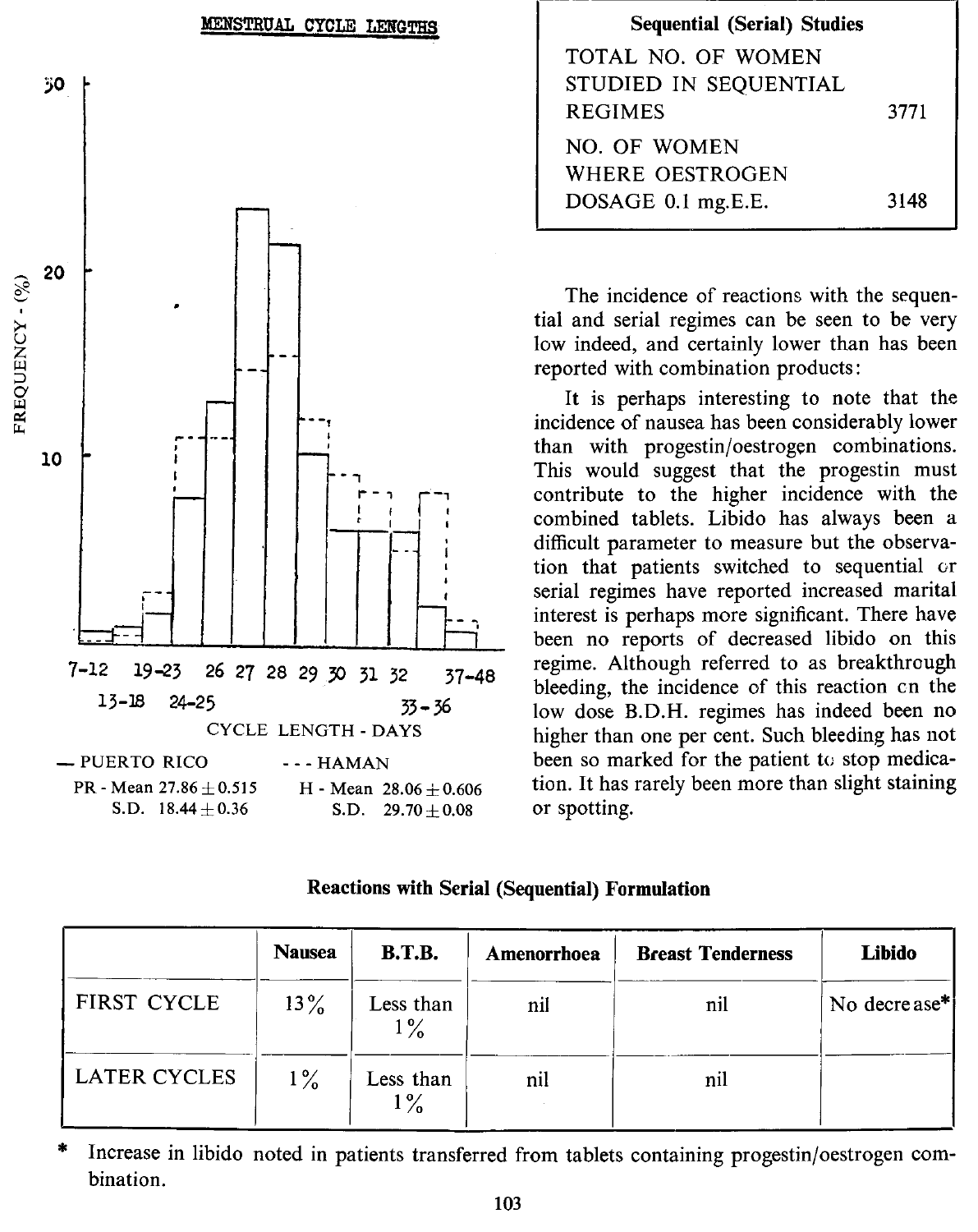MENSTRUAL CYCLE LENGTHS

FREQUENCY - (%)

CYCLE LENGTH - DAYS

— PUERTO RICO　　　- - - HAMAN

PR - Mean 27.86 ± 0.515　　H - Mean 28.06 ± 0.606
S.D. 18.44 ± 0.36　　S.D. 29.70 ± 0.08

| Sequential (Serial) Studies | |
|---|---|
| TOTAL NO. OF WOMEN STUDIED IN SEQUENTIAL REGIMES | 3771 |
| NO. OF WOMEN WHERE OESTROGEN DOSAGE 0.1 mg.E.E. | 3148 |

The incidence of reactions with the sequential and serial regimes can be seen to be very low indeed, and certainly lower than has been reported with combination products:

It is perhaps interesting to note that the incidence of nausea has been considerably lower than with progestin/oestrogen combinations. This would suggest that the progestin must contribute to the higher incidence with the combined tablets. Libido has always been a difficult parameter to measure but the observation that patients switched to sequential or serial regimes have reported increased marital interest is perhaps more significant. There have been no reports of decreased libido on this regime. Although referred to as breakthrough bleeding, the incidence of this reaction on the low dose B.D.H. regimes has indeed been no higher than one per cent. Such bleeding has not been so marked for the patient to stop medication. It has rarely been more than slight staining or spotting.

**Reactions with Serial (Sequential) Formulation**

| | Nausea | B.T.B. | Amenorrhoea | Breast Tenderness | Libido |
|---|---|---|---|---|---|
| FIRST CYCLE | 13% | Less than 1% | nil | nil | No decrease* |
| LATER CYCLES | 1% | Less than 1% | nil | nil | |

\* Increase in libido noted in patients transferred from tablets containing progestin/oestrogen combination.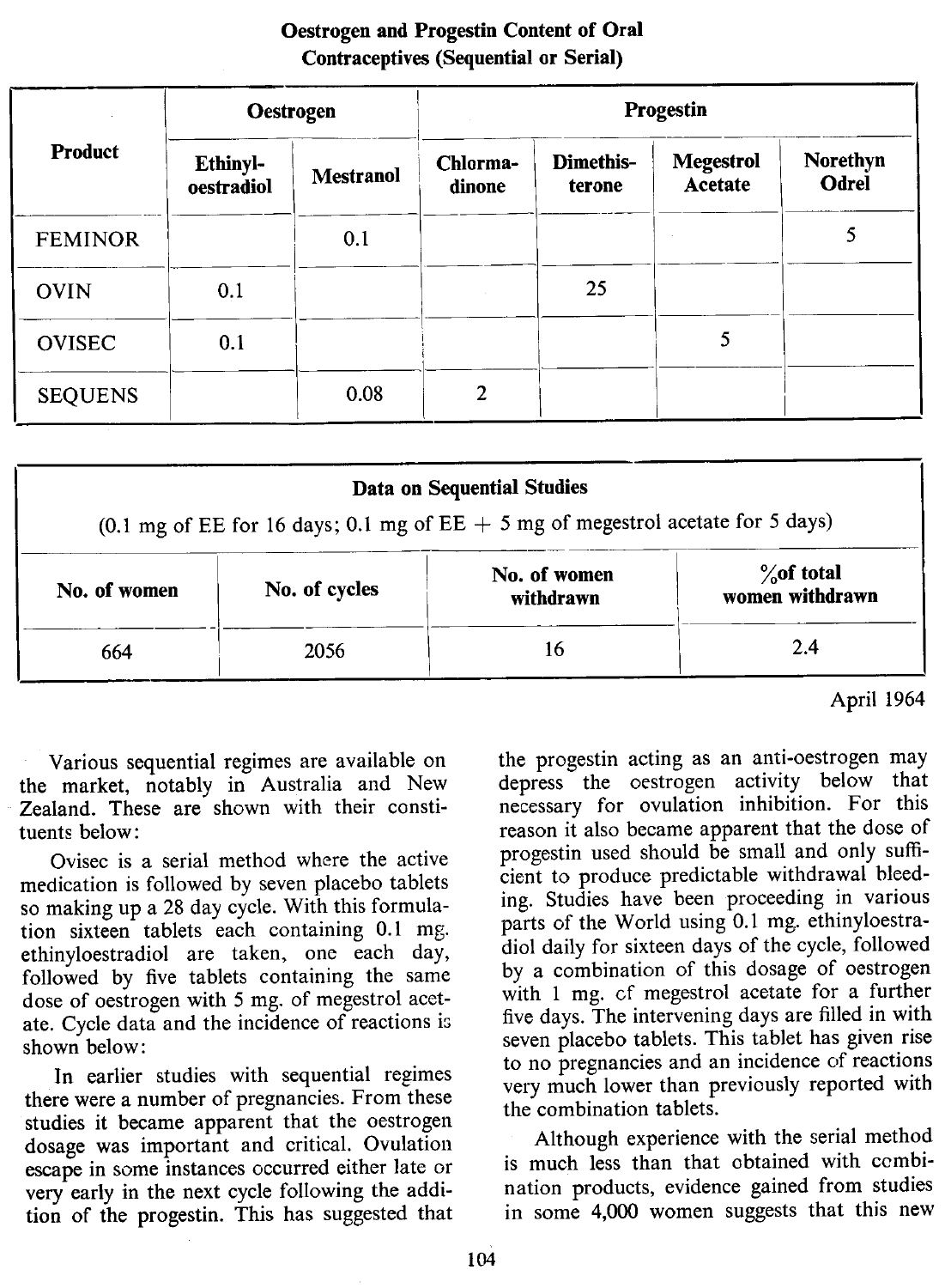**Oestrogen and Progestin Content of Oral Contraceptives (Sequential or Serial)**

| Product | Oestrogen | | Progestin | | | |
|---|---|---|---|---|---|---|
| | Ethinyl-oestradiol | Mestranol | Chlorma-dinone | Dimethis-terone | Megestrol Acetate | Norethyn Odrel |
| FEMINOR | | 0.1 | | | | 5 |
| OVIN | 0.1 | | | 25 | | |
| OVISEC | 0.1 | | | | 5 | |
| SEQUENS | | 0.08 | 2 | | | |

**Data on Sequential Studies**

(0.1 mg of EE for 16 days; 0.1 mg of EE + 5 mg of megestrol acetate for 5 days)

| No. of women | No. of cycles | No. of women withdrawn | %of total women withdrawn |
|---|---|---|---|
| 664 | 2056 | 16 | 2.4 |

April 1964

Various sequential regimes are available on the market, notably in Australia and New Zealand. These are shown with their constituents below:

Ovisec is a serial method where the active medication is followed by seven placebo tablets so making up a 28 day cycle. With this formulation sixteen tablets each containing 0.1 mg. ethinyloestradiol are taken, one each day, followed by five tablets containing the same dose of oestrogen with 5 mg. of megestrol acetate. Cycle data and the incidence of reactions is shown below:

In earlier studies with sequential regimes there were a number of pregnancies. From these studies it became apparent that the oestrogen dosage was important and critical. Ovulation escape in some instances occurred either late or very early in the next cycle following the addition of the progestin. This has suggested that the progestin acting as an anti-oestrogen may depress the oestrogen activity below that necessary for ovulation inhibition. For this reason it also became apparent that the dose of progestin used should be small and only sufficient to produce predictable withdrawal bleeding. Studies have been proceeding in various parts of the World using 0.1 mg. ethinyloestradiol daily for sixteen days of the cycle, followed by a combination of this dosage of oestrogen with 1 mg. of megestrol acetate for a further five days. The intervening days are filled in with seven placebo tablets. This tablet has given rise to no pregnancies and an incidence of reactions very much lower than previously reported with the combination tablets.

Although experience with the serial method is much less than that obtained with combination products, evidence gained from studies in some 4,000 women suggests that this new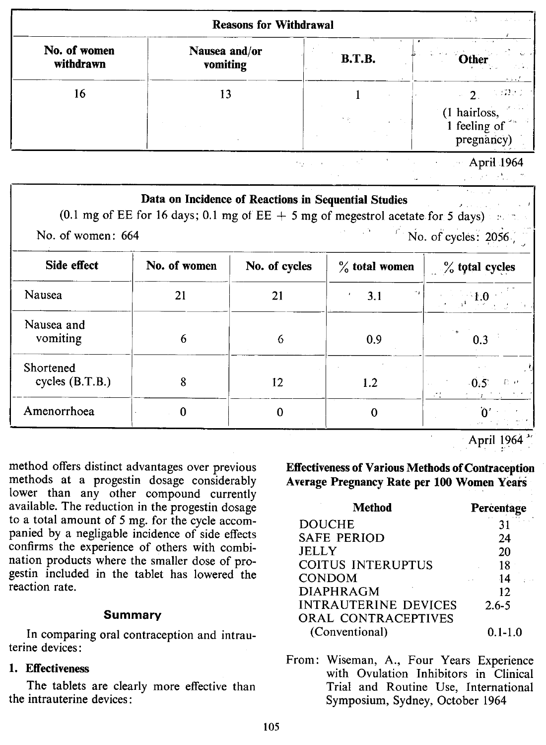| Reasons for Withdrawal | | | |
|---|---|---|---|
| No. of women withdrawn | Nausea and/or vomiting | B.T.B. | Other |
| 16 | 13 | 1 | 2 (1 hairloss, 1 feeling of pregnancy) |

April 1964

| Data on Incidence of Reactions in Sequential Studies (0.1 mg of EE for 16 days; 0.1 mg of EE + 5 mg of megestrol acetate for 5 days) No. of women: 664 No. of cycles: 2056 | | | | |
|---|---|---|---|---|
| Side effect | No. of women | No. of cycles | % total women | % total cycles |
| Nausea | 21 | 21 | 3.1 | 1.0 |
| Nausea and vomiting | 6 | 6 | 0.9 | 0.3 |
| Shortened cycles (B.T.B.) | 8 | 12 | 1.2 | 0.5 |
| Amenorrhoea | 0 | 0 | 0 | 0 |

April 1964

method offers distinct advantages over previous methods at a progestin dosage considerably lower than any other compound currently available. The reduction in the progestin dosage to a total amount of 5 mg. for the cycle accompanied by a negligable incidence of side effects confirms the experience of others with combination products where the smaller dose of progestin included in the tablet has lowered the reaction rate.

## Summary

In comparing oral contraception and intrauterine devices:

**1. Effectiveness**

The tablets are clearly more effective than the intrauterine devices:

**Effectiveness of Various Methods of Contraception Average Pregnancy Rate per 100 Women Years**

| Method | Percentage |
|---|---|
| DOUCHE | 31 |
| SAFE PERIOD | 24 |
| JELLY | 20 |
| COITUS INTERUPTUS | 18 |
| CONDOM | 14 |
| DIAPHRAGM | 12 |
| INTRAUTERINE DEVICES | 2.6-5 |
| ORAL CONTRACEPTIVES (Conventional) | 0.1-1.0 |

From: Wiseman, A., Four Years Experience with Ovulation Inhibitors in Clinical Trial and Routine Use, International Symposium, Sydney, October 1964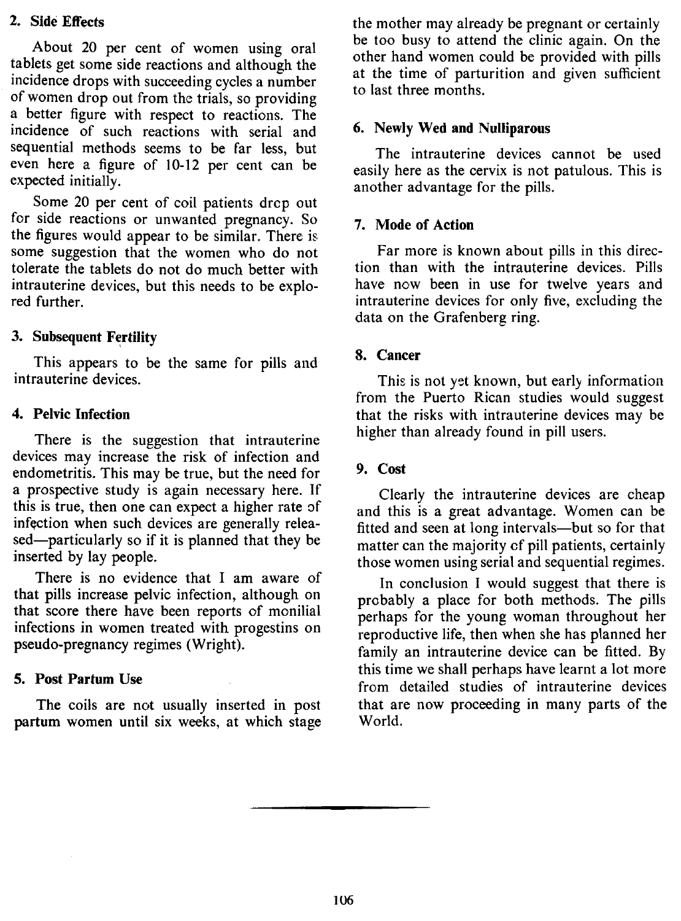**2. Side Effects**

About 20 per cent of women using oral tablets get some side reactions and although the incidence drops with succeeding cycles a number of women drop out from the trials, so providing a better figure with respect to reactions. The incidence of such reactions with serial and sequential methods seems to be far less, but even here a figure of 10-12 per cent can be expected initially.

Some 20 per cent of coil patients drop out for side reactions or unwanted pregnancy. So the figures would appear to be similar. There is some suggestion that the women who do not tolerate the tablets do not do much better with intrauterine devices, but this needs to be explored further.

**3. Subsequent Fertility**

This appears to be the same for pills and intrauterine devices.

**4. Pelvic Infection**

There is the suggestion that intrauterine devices may increase the risk of infection and endometritis. This may be true, but the need for a prospective study is again necessary here. If this is true, then one can expect a higher rate of infection when such devices are generally released—particularly so if it is planned that they be inserted by lay people.

There is no evidence that I am aware of that pills increase pelvic infection, although on that score there have been reports of monilial infections in women treated with progestins on pseudo-pregnancy regimes (Wright).

**5. Post Partum Use**

The coils are not usually inserted in post partum women until six weeks, at which stage the mother may already be pregnant or certainly be too busy to attend the clinic again. On the other hand women could be provided with pills at the time of parturition and given sufficient to last three months.

**6. Newly Wed and Nulliparous**

The intrauterine devices cannot be used easily here as the cervix is not patulous. This is another advantage for the pills.

**7. Mode of Action**

Far more is known about pills in this direction than with the intrauterine devices. Pills have now been in use for twelve years and intrauterine devices for only five, excluding the data on the Grafenberg ring.

**8. Cancer**

This is not yet known, but early information from the Puerto Rican studies would suggest that the risks with intrauterine devices may be higher than already found in pill users.

**9. Cost**

Clearly the intrauterine devices are cheap and this is a great advantage. Women can be fitted and seen at long intervals—but so for that matter can the majority of pill patients, certainly those women using serial and sequential regimes.

In conclusion I would suggest that there is probably a place for both methods. The pills perhaps for the young woman throughout her reproductive life, then when she has planned her family an intrauterine device can be fitted. By this time we shall perhaps have learnt a lot more from detailed studies of intrauterine devices that are now proceeding in many parts of the World.